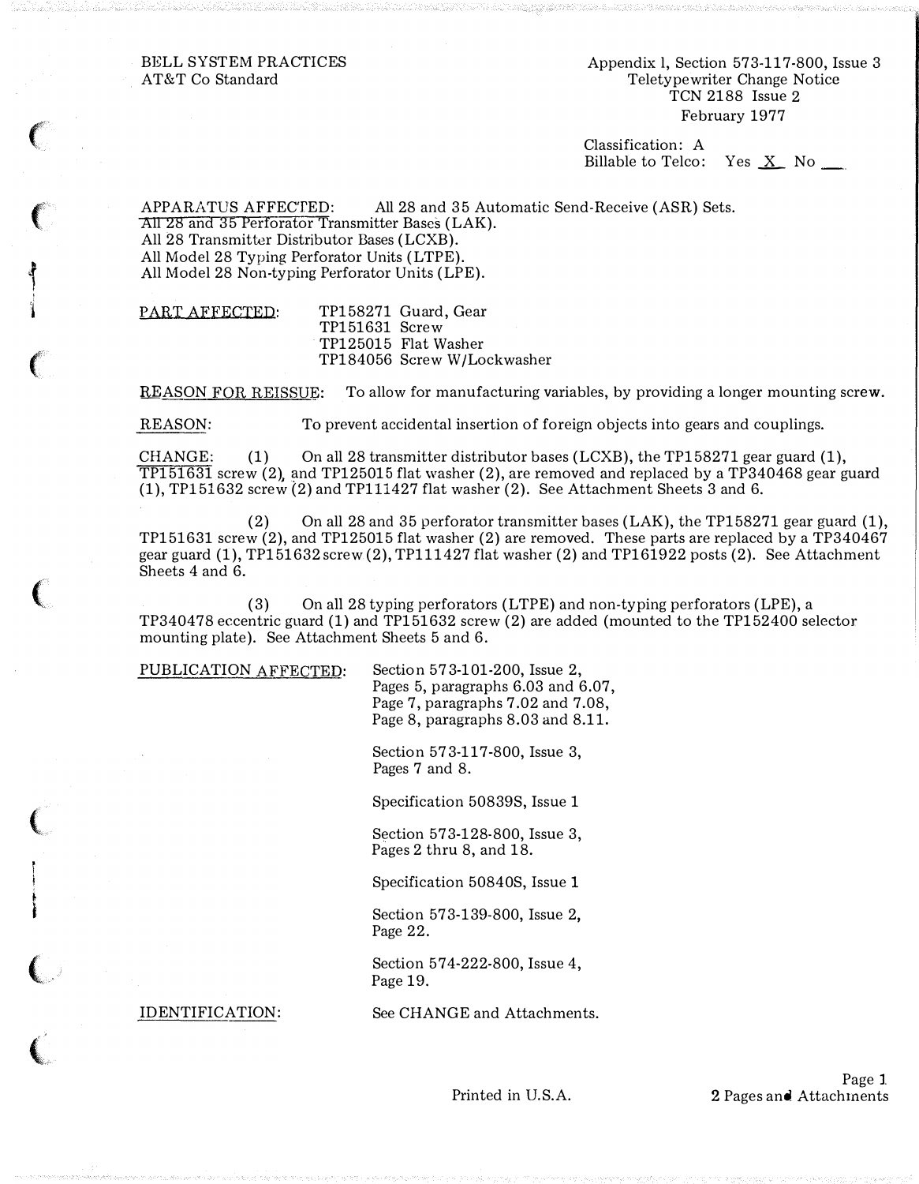BELL SYSTEM PRACTICES
AT&T Co Standard

Appendix 1, Section 573-117-800, Issue 3
Teletypewriter Change Notice
TCN 2188 Issue 2
February 1977

Classification: A
Billable to Telco: Yes _X_ No ___

APPARATUS AFFECTED: All 28 and 35 Automatic Send-Receive (ASR) Sets.
All 28 and 35 Perforator Transmitter Bases (LAK).
All 28 Transmitter Distributor Bases (LCXB).
All Model 28 Typing Perforator Units (LTPE).
All Model 28 Non-typing Perforator Units (LPE).

PART AFFECTED:
TP158271 Guard, Gear
TP151631 Screw
TP125015 Flat Washer
TP184056 Screw W/Lockwasher

REASON FOR REISSUE: To allow for manufacturing variables, by providing a longer mounting screw.

REASON: To prevent accidental insertion of foreign objects into gears and couplings.

CHANGE: (1) On all 28 transmitter distributor bases (LCXB), the TP158271 gear guard (1), TP151631 screw (2), and TP125015 flat washer (2), are removed and replaced by a TP340468 gear guard (1), TP151632 screw (2) and TP111427 flat washer (2). See Attachment Sheets 3 and 6.

(2) On all 28 and 35 perforator transmitter bases (LAK), the TP158271 gear guard (1), TP151631 screw (2), and TP125015 flat washer (2) are removed. These parts are replaced by a TP340467 gear guard (1), TP151632 screw (2), TP111427 flat washer (2) and TP161922 posts (2). See Attachment Sheets 4 and 6.

(3) On all 28 typing perforators (LTPE) and non-typing perforators (LPE), a TP340478 eccentric guard (1) and TP151632 screw (2) are added (mounted to the TP152400 selector mounting plate). See Attachment Sheets 5 and 6.

PUBLICATION AFFECTED:

Section 573-101-200, Issue 2,
Pages 5, paragraphs 6.03 and 6.07,
Page 7, paragraphs 7.02 and 7.08,
Page 8, paragraphs 8.03 and 8.11.

Section 573-117-800, Issue 3,
Pages 7 and 8.

Specification 50839S, Issue 1

Section 573-128-800, Issue 3,
Pages 2 thru 8, and 18.

Specification 50840S, Issue 1

Section 573-139-800, Issue 2,
Page 22.

Section 574-222-800, Issue 4,
Page 19.

IDENTIFICATION: See CHANGE and Attachments.

Printed in U.S.A.

2 Pages and Attachments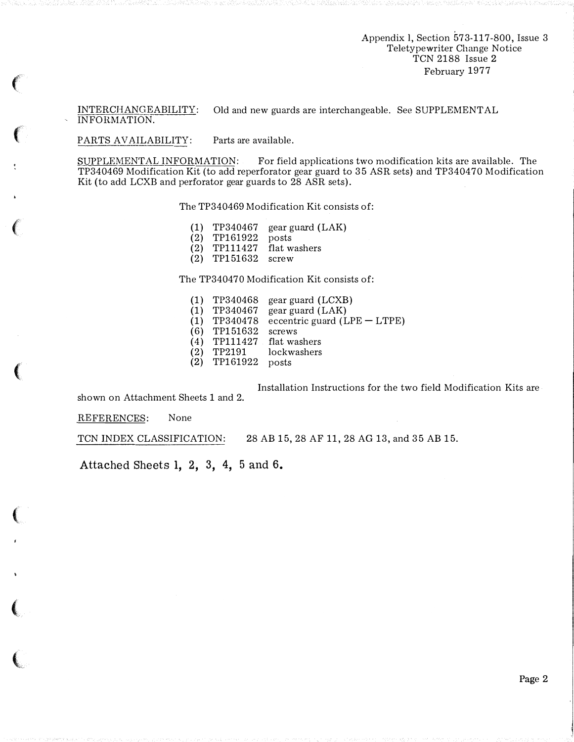Appendix 1, Section 573-117-800, Issue 3
Teletypewriter Change Notice
TCN 2188 Issue 2
February 1977

INTERCHANGEABILITY: Old and new guards are interchangeable. See SUPPLEMENTAL INFORMATION.

PARTS AVAILABILITY: Parts are available.

SUPPLEMENTAL INFORMATION: For field applications two modification kits are available. The TP340469 Modification Kit (to add reperforator gear guard to 35 ASR sets) and TP340470 Modification Kit (to add LCXB and perforator gear guards to 28 ASR sets).

The TP340469 Modification Kit consists of:

| | | |
|---|---|---|
| (1) | TP340467 | gear guard (LAK) |
| (2) | TP161922 | posts |
| (2) | TP111427 | flat washers |
| (2) | TP151632 | screw |

The TP340470 Modification Kit consists of:

| | | |
|---|---|---|
| (1) | TP340468 | gear guard (LCXB) |
| (1) | TP340467 | gear guard (LAK) |
| (1) | TP340478 | eccentric guard (LPE — LTPE) |
| (6) | TP151632 | screws |
| (4) | TP111427 | flat washers |
| (2) | TP2191 | lockwashers |
| (2) | TP161922 | posts |

Installation Instructions for the two field Modification Kits are shown on Attachment Sheets 1 and 2.

REFERENCES: None

TCN INDEX CLASSIFICATION: 28 AB 15, 28 AF 11, 28 AG 13, and 35 AB 15.

Attached Sheets 1, 2, 3, 4, 5 and 6.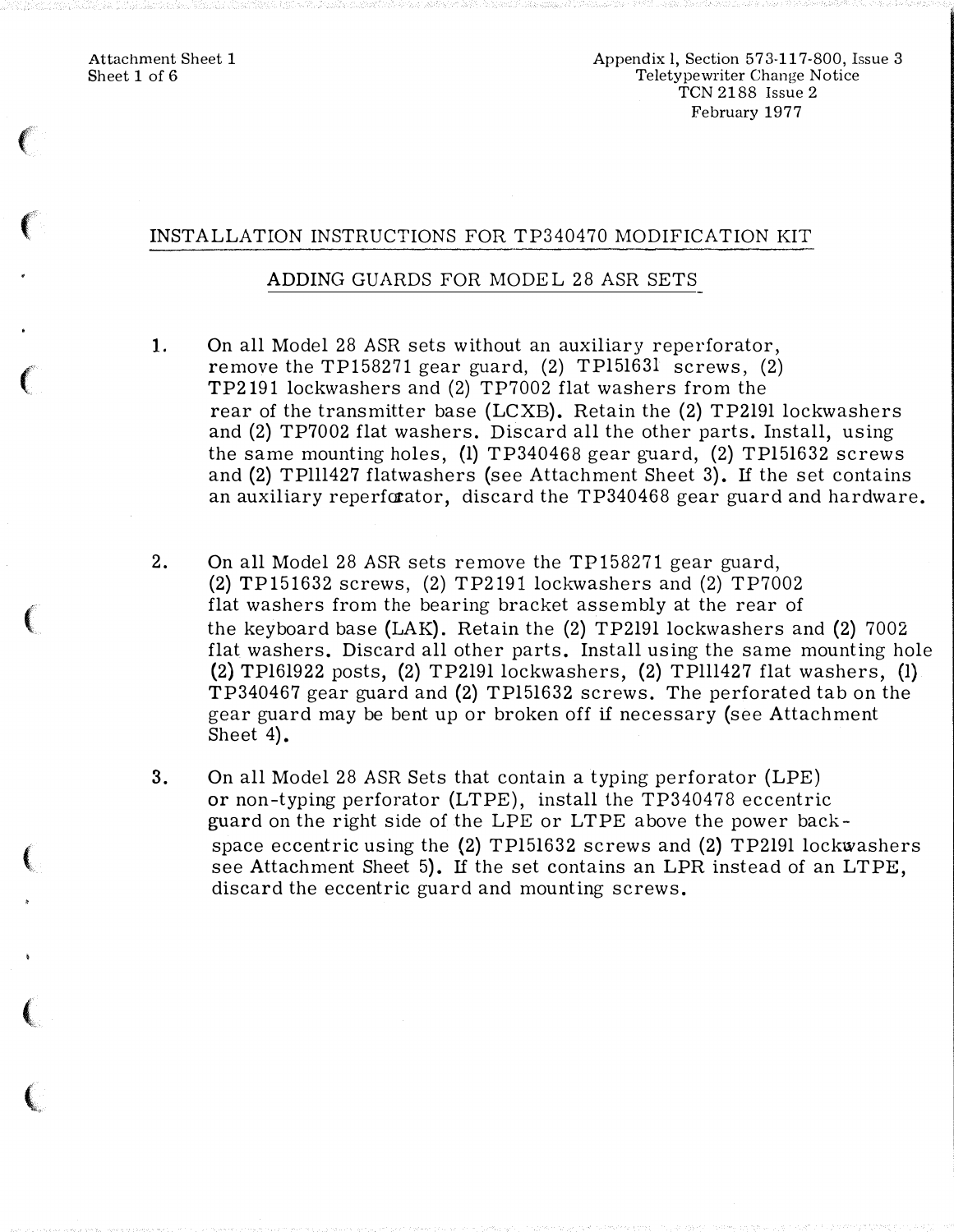Attachment Sheet 1
Sheet 1 of 6

Appendix 1, Section 573-117-800, Issue 3
Teletypewriter Change Notice
TCN 2188 Issue 2
February 1977

## INSTALLATION INSTRUCTIONS FOR TP340470 MODIFICATION KIT

## ADDING GUARDS FOR MODEL 28 ASR SETS

1. On all Model 28 ASR sets without an auxiliary reperforator, remove the TP158271 gear guard, (2) TP151631 screws, (2) TP2191 lockwashers and (2) TP7002 flat washers from the rear of the transmitter base (LCXB). Retain the (2) TP2191 lockwashers and (2) TP7002 flat washers. Discard all the other parts. Install, using the same mounting holes, (1) TP340468 gear guard, (2) TP151632 screws and (2) TP111427 flatwashers (see Attachment Sheet 3). If the set contains an auxiliary reperforator, discard the TP340468 gear guard and hardware.

2. On all Model 28 ASR sets remove the TP158271 gear guard, (2) TP151632 screws, (2) TP2191 lockwashers and (2) TP7002 flat washers from the bearing bracket assembly at the rear of the keyboard base (LAK). Retain the (2) TP2191 lockwashers and (2) 7002 flat washers. Discard all other parts. Install using the same mounting hole (2) TP161922 posts, (2) TP2191 lockwashers, (2) TP111427 flat washers, (1) TP340467 gear guard and (2) TP151632 screws. The perforated tab on the gear guard may be bent up or broken off if necessary (see Attachment Sheet 4).

3. On all Model 28 ASR Sets that contain a typing perforator (LPE) or non-typing perforator (LTPE), install the TP340478 eccentric guard on the right side of the LPE or LTPE above the power back-space eccentric using the (2) TP151632 screws and (2) TP2191 lockwashers see Attachment Sheet 5). If the set contains an LPR instead of an LTPE, discard the eccentric guard and mounting screws.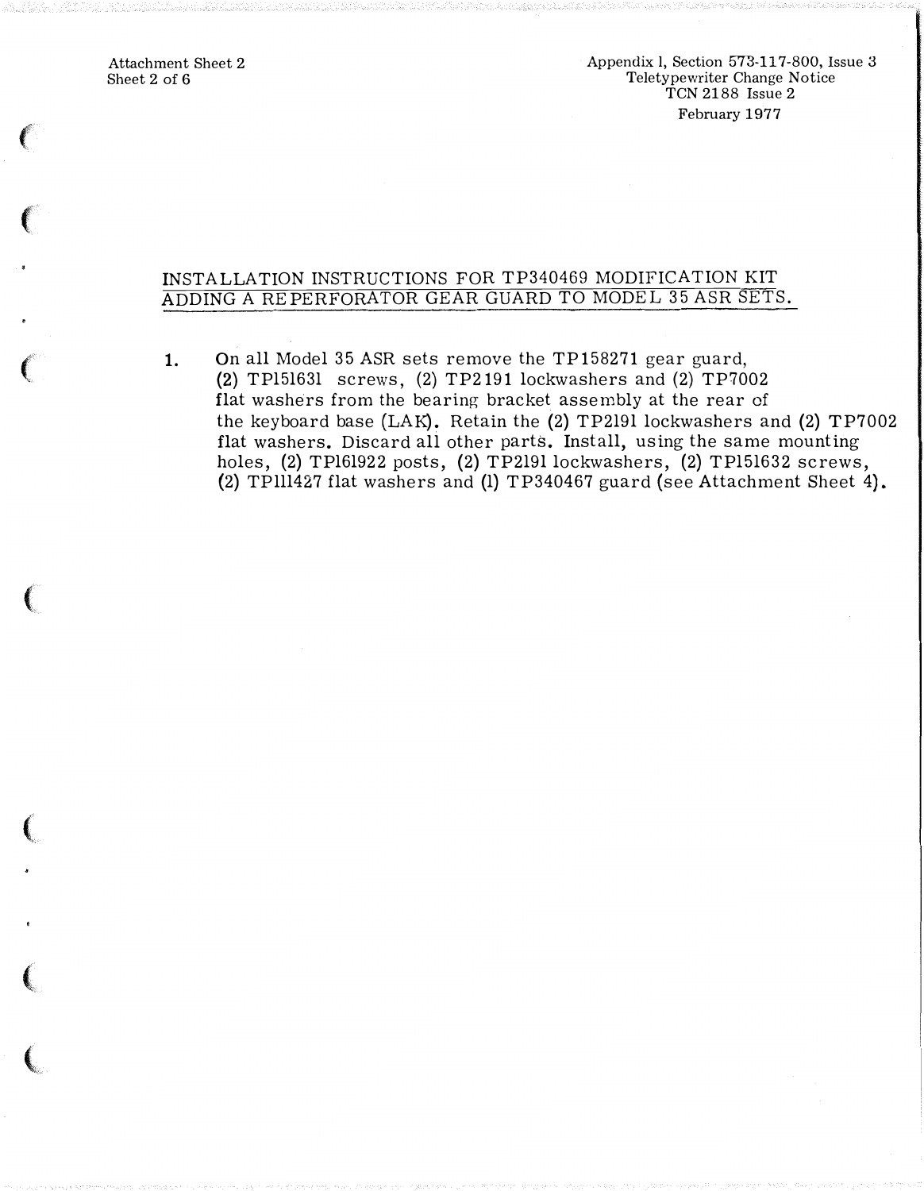## INSTALLATION INSTRUCTIONS FOR TP340469 MODIFICATION KIT ADDING A REPERFORATOR GEAR GUARD TO MODEL 35 ASR SETS.

1. On all Model 35 ASR sets remove the TP158271 gear guard, (2) TP151631 screws, (2) TP2191 lockwashers and (2) TP7002 flat washers from the bearing bracket assembly at the rear of the keyboard base (LAK). Retain the (2) TP2191 lockwashers and (2) TP7002 flat washers. Discard all other parts. Install, using the same mounting holes, (2) TP161922 posts, (2) TP2191 lockwashers, (2) TP151632 screws, (2) TP111427 flat washers and (1) TP340467 guard (see Attachment Sheet 4).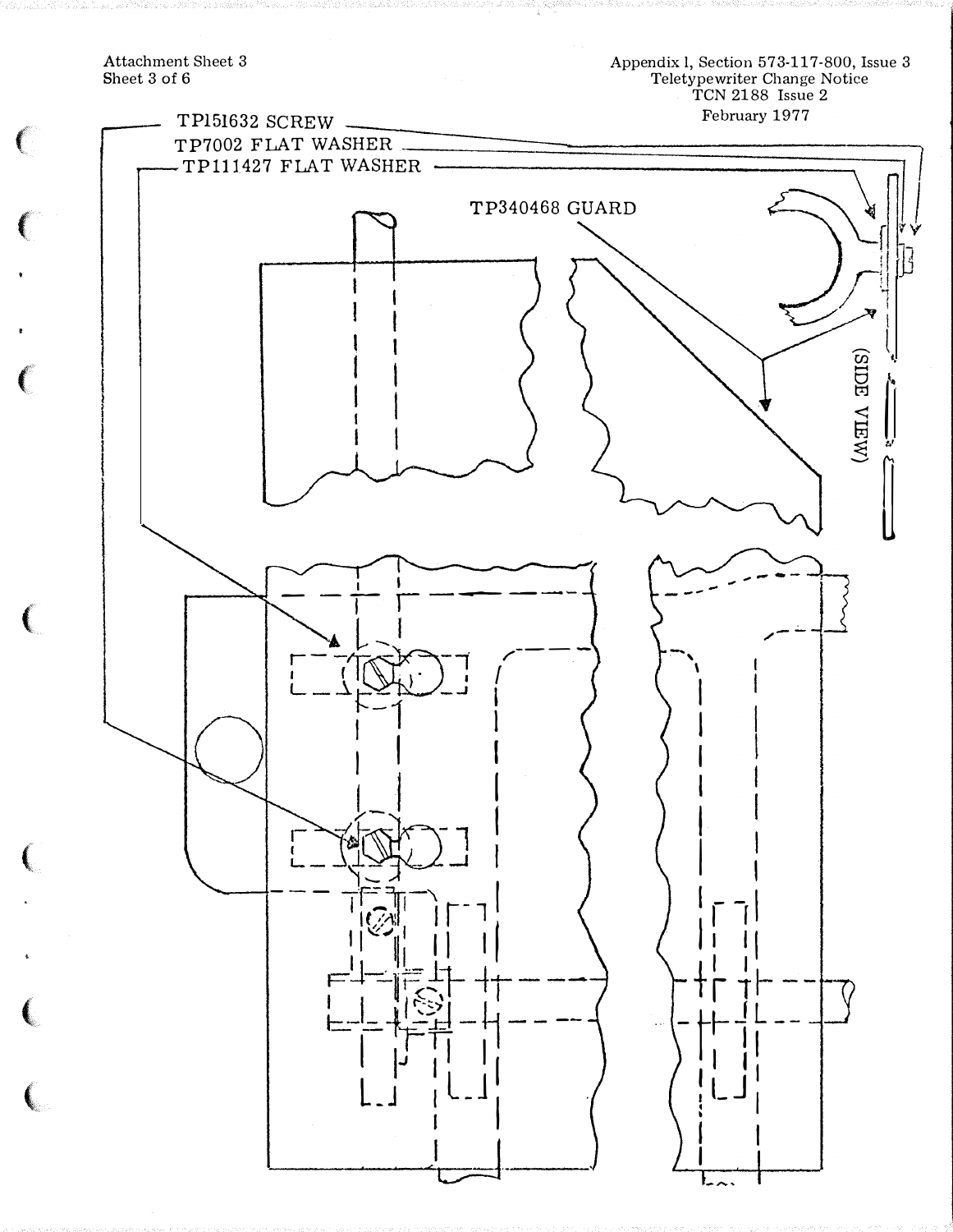Attachment Sheet 3
Sheet 3 of 6

Appendix 1, Section 573-117-800, Issue 3
Teletypewriter Change Notice
TCN 2188 Issue 2
February 1977

TP151632 SCREW

TP7002 FLAT WASHER

TP111427 FLAT WASHER

TP340468 GUARD

(SIDE VIEW)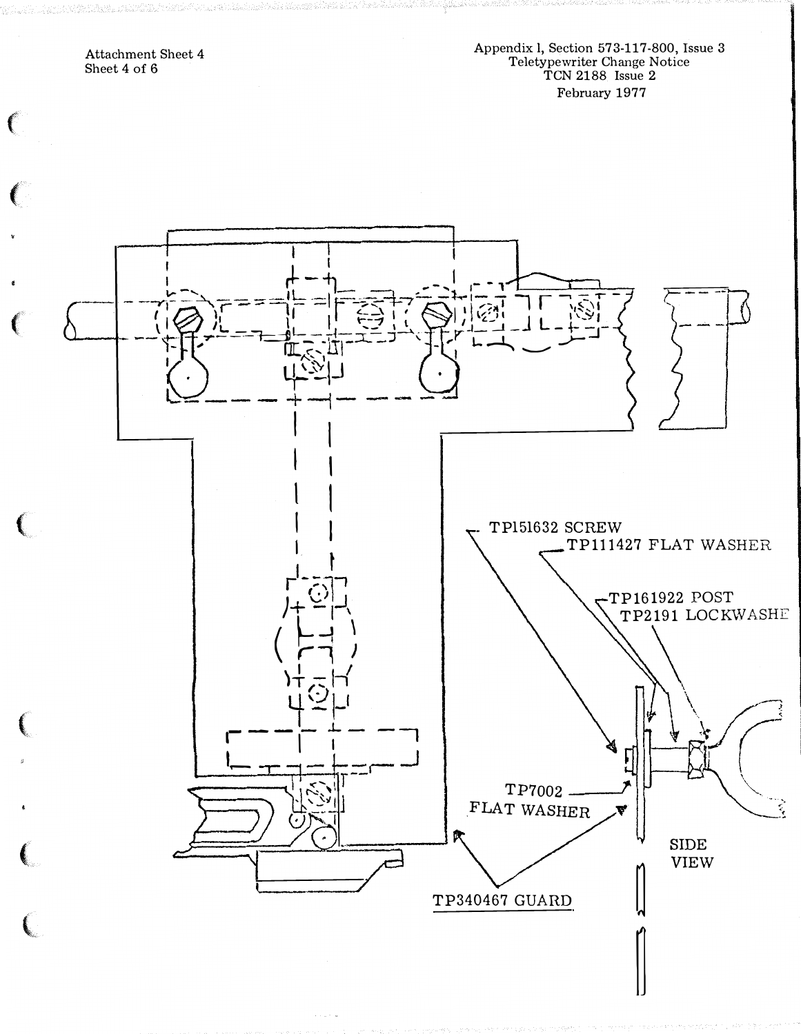Attachment Sheet 4
Sheet 4 of 6

Appendix 1, Section 573-117-800, Issue 3
Teletypewriter Change Notice
TCN 2188 Issue 2
February 1977

TP151632 SCREW

TP111427 FLAT WASHER

TP161922 POST

TP2191 LOCKWASHE

TP7002
FLAT WASHER

SIDE
VIEW

TP340467 GUARD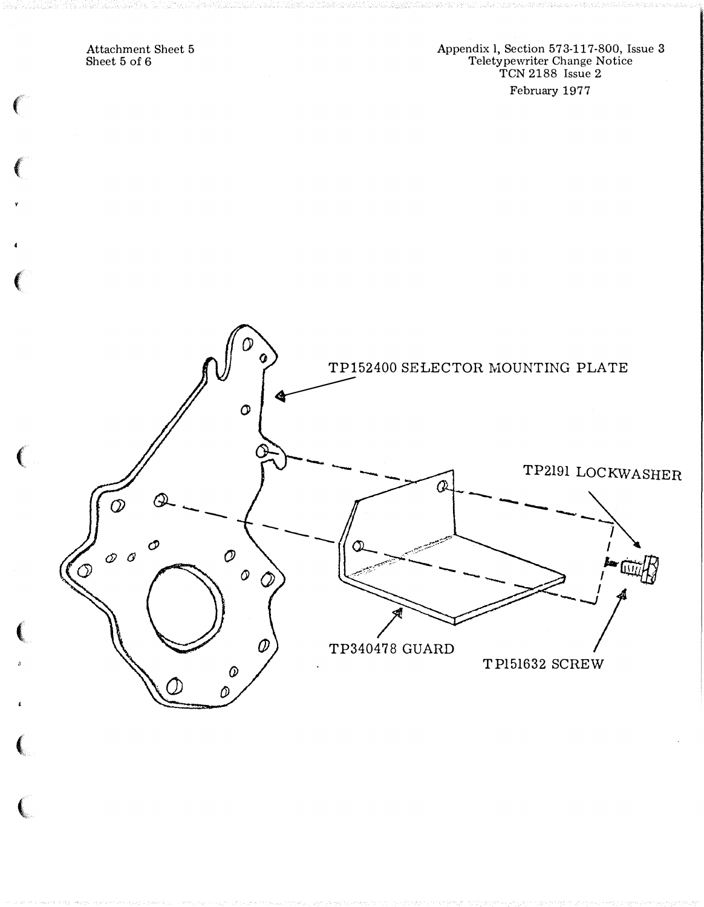Attachment Sheet 5
Sheet 5 of 6

Appendix 1, Section 573-117-800, Issue 3
Teletypewriter Change Notice
TCN 2188 Issue 2
February 1977

TP152400 SELECTOR MOUNTING PLATE

TP2191 LOCKWASHER

TP340478 GUARD

TP151632 SCREW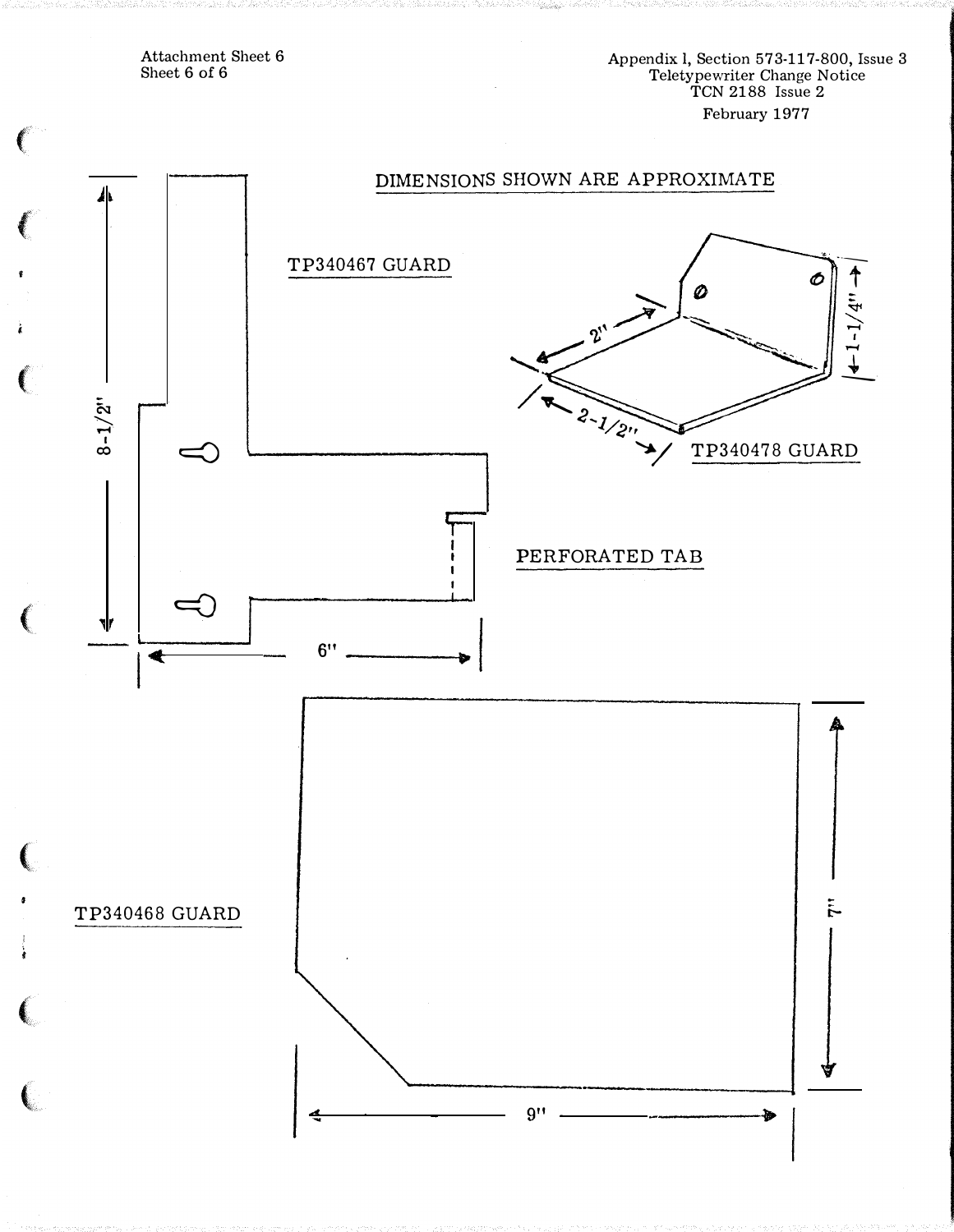DIMENSIONS SHOWN ARE APPROXIMATE

TP340467 GUARD

8-1/2"

6"

PERFORATED TAB

TP340478 GUARD

2"

2-1/2"

1-1/4"

TP340468 GUARD

7"

9"